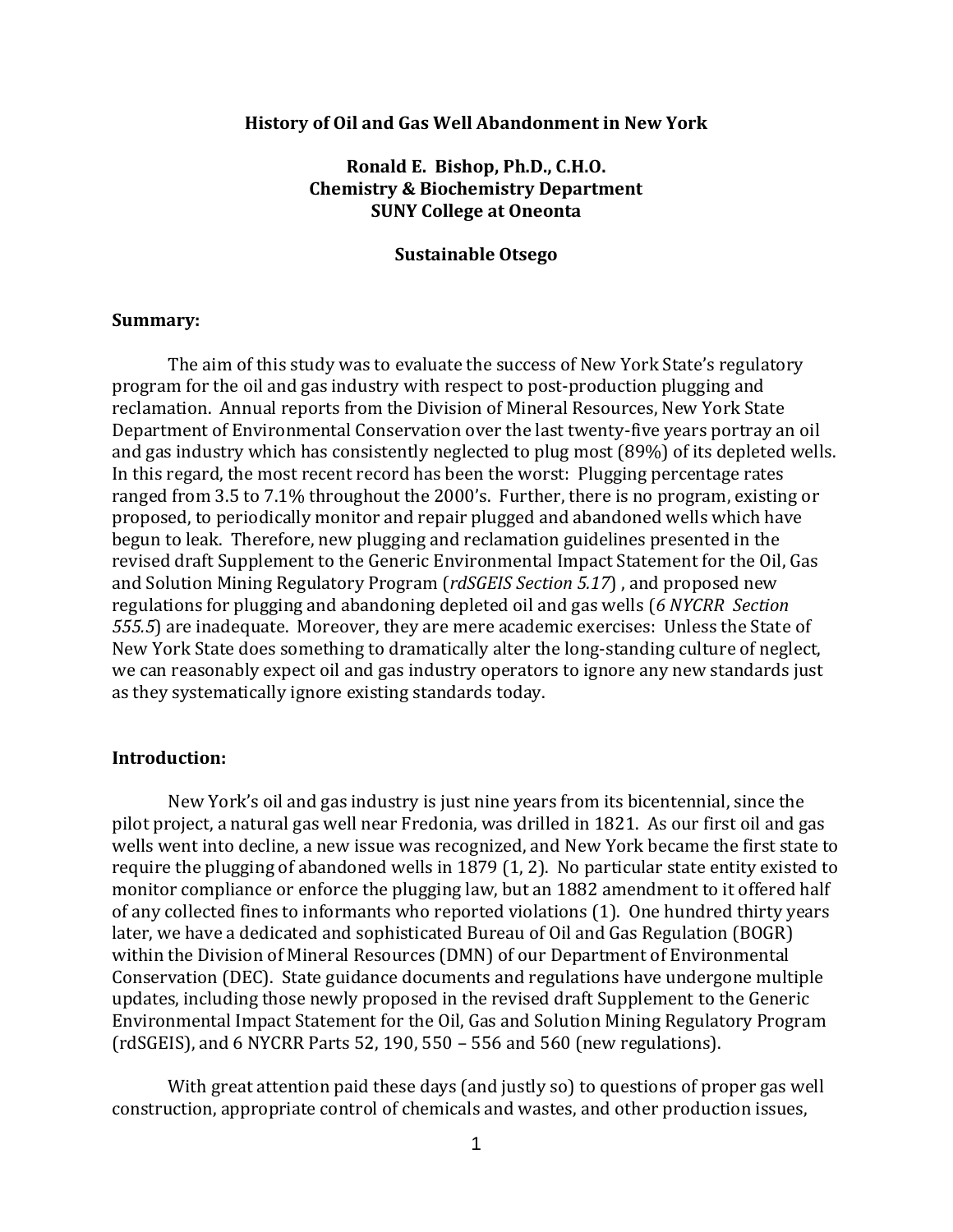# History of Oil and Gas Well Abandonment in New York

**Ronald E. Bishop, Ph.D., C.H.O.**
**Chemistry & Biochemistry Department**
**SUNY College at Oneonta**

**Sustainable Otsego**

## Summary:

The aim of this study was to evaluate the success of New York State's regulatory program for the oil and gas industry with respect to post-production plugging and reclamation. Annual reports from the Division of Mineral Resources, New York State Department of Environmental Conservation over the last twenty-five years portray an oil and gas industry which has consistently neglected to plug most (89%) of its depleted wells. In this regard, the most recent record has been the worst: Plugging percentage rates ranged from 3.5 to 7.1% throughout the 2000's. Further, there is no program, existing or proposed, to periodically monitor and repair plugged and abandoned wells which have begun to leak. Therefore, new plugging and reclamation guidelines presented in the revised draft Supplement to the Generic Environmental Impact Statement for the Oil, Gas and Solution Mining Regulatory Program (*rdSGEIS Section 5.17*) , and proposed new regulations for plugging and abandoning depleted oil and gas wells (*6 NYCRR Section 555.5*) are inadequate. Moreover, they are mere academic exercises: Unless the State of New York State does something to dramatically alter the long-standing culture of neglect, we can reasonably expect oil and gas industry operators to ignore any new standards just as they systematically ignore existing standards today.

## Introduction:

New York's oil and gas industry is just nine years from its bicentennial, since the pilot project, a natural gas well near Fredonia, was drilled in 1821. As our first oil and gas wells went into decline, a new issue was recognized, and New York became the first state to require the plugging of abandoned wells in 1879 (1, 2). No particular state entity existed to monitor compliance or enforce the plugging law, but an 1882 amendment to it offered half of any collected fines to informants who reported violations (1). One hundred thirty years later, we have a dedicated and sophisticated Bureau of Oil and Gas Regulation (BOGR) within the Division of Mineral Resources (DMN) of our Department of Environmental Conservation (DEC). State guidance documents and regulations have undergone multiple updates, including those newly proposed in the revised draft Supplement to the Generic Environmental Impact Statement for the Oil, Gas and Solution Mining Regulatory Program (rdSGEIS), and 6 NYCRR Parts 52, 190, 550 – 556 and 560 (new regulations).

With great attention paid these days (and justly so) to questions of proper gas well construction, appropriate control of chemicals and wastes, and other production issues,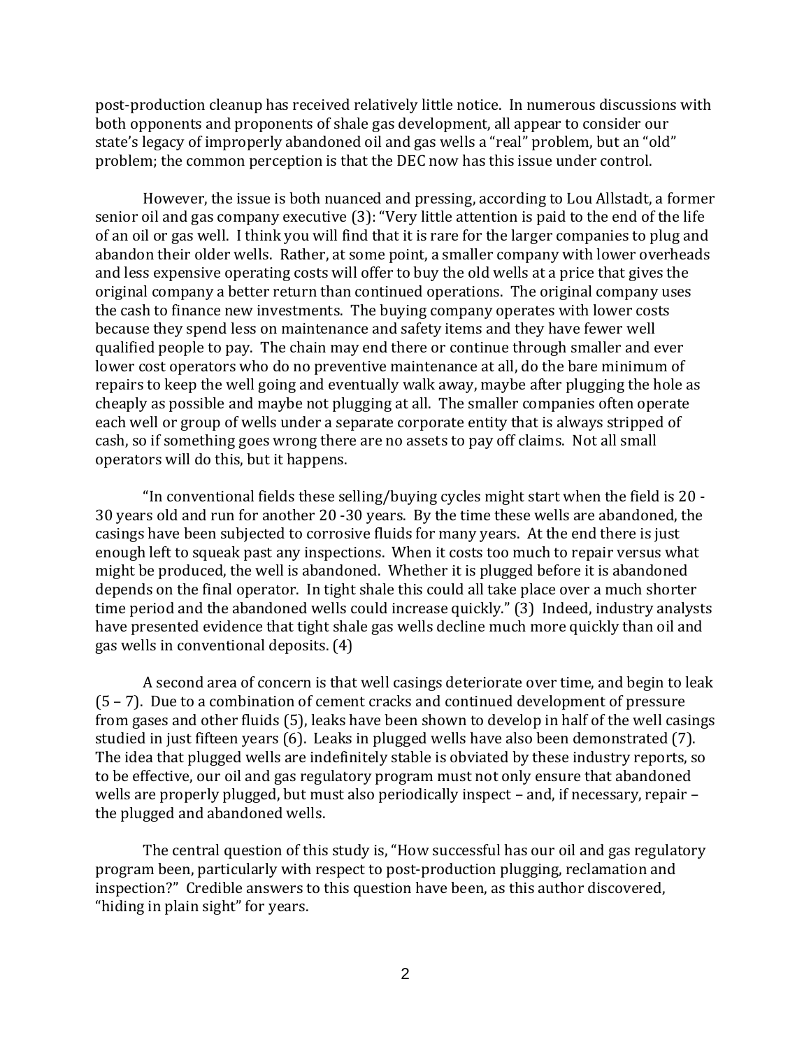post-production cleanup has received relatively little notice. In numerous discussions with both opponents and proponents of shale gas development, all appear to consider our state's legacy of improperly abandoned oil and gas wells a "real" problem, but an "old" problem; the common perception is that the DEC now has this issue under control.

However, the issue is both nuanced and pressing, according to Lou Allstadt, a former senior oil and gas company executive (3): "Very little attention is paid to the end of the life of an oil or gas well. I think you will find that it is rare for the larger companies to plug and abandon their older wells. Rather, at some point, a smaller company with lower overheads and less expensive operating costs will offer to buy the old wells at a price that gives the original company a better return than continued operations. The original company uses the cash to finance new investments. The buying company operates with lower costs because they spend less on maintenance and safety items and they have fewer well qualified people to pay. The chain may end there or continue through smaller and ever lower cost operators who do no preventive maintenance at all, do the bare minimum of repairs to keep the well going and eventually walk away, maybe after plugging the hole as cheaply as possible and maybe not plugging at all. The smaller companies often operate each well or group of wells under a separate corporate entity that is always stripped of cash, so if something goes wrong there are no assets to pay off claims. Not all small operators will do this, but it happens.

"In conventional fields these selling/buying cycles might start when the field is 20 - 30 years old and run for another 20 -30 years. By the time these wells are abandoned, the casings have been subjected to corrosive fluids for many years. At the end there is just enough left to squeak past any inspections. When it costs too much to repair versus what might be produced, the well is abandoned. Whether it is plugged before it is abandoned depends on the final operator. In tight shale this could all take place over a much shorter time period and the abandoned wells could increase quickly." (3) Indeed, industry analysts have presented evidence that tight shale gas wells decline much more quickly than oil and gas wells in conventional deposits. (4)

A second area of concern is that well casings deteriorate over time, and begin to leak (5 – 7). Due to a combination of cement cracks and continued development of pressure from gases and other fluids (5), leaks have been shown to develop in half of the well casings studied in just fifteen years (6). Leaks in plugged wells have also been demonstrated (7). The idea that plugged wells are indefinitely stable is obviated by these industry reports, so to be effective, our oil and gas regulatory program must not only ensure that abandoned wells are properly plugged, but must also periodically inspect – and, if necessary, repair – the plugged and abandoned wells.

The central question of this study is, "How successful has our oil and gas regulatory program been, particularly with respect to post-production plugging, reclamation and inspection?" Credible answers to this question have been, as this author discovered, "hiding in plain sight" for years.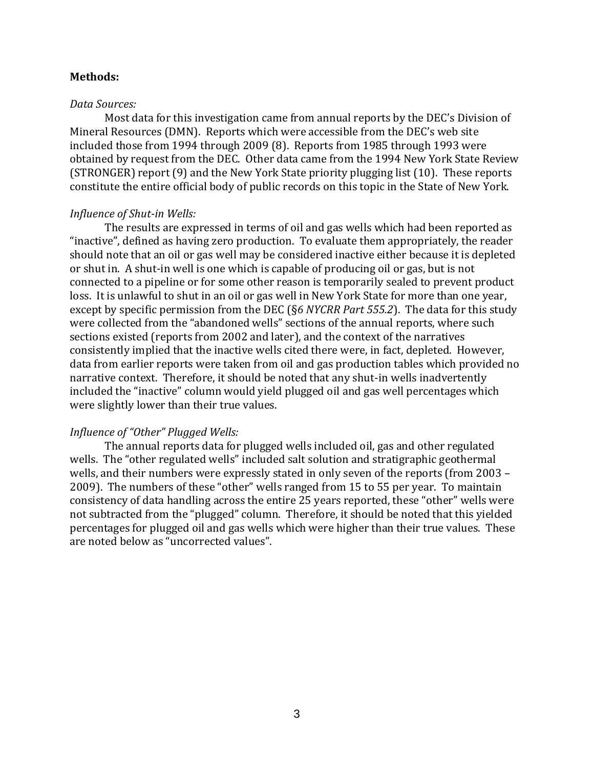**Methods:**

*Data Sources:*

Most data for this investigation came from annual reports by the DEC's Division of Mineral Resources (DMN). Reports which were accessible from the DEC's web site included those from 1994 through 2009 (8). Reports from 1985 through 1993 were obtained by request from the DEC. Other data came from the 1994 New York State Review (STRONGER) report (9) and the New York State priority plugging list (10). These reports constitute the entire official body of public records on this topic in the State of New York.

*Influence of Shut-in Wells:*

The results are expressed in terms of oil and gas wells which had been reported as "inactive", defined as having zero production. To evaluate them appropriately, the reader should note that an oil or gas well may be considered inactive either because it is depleted or shut in. A shut-in well is one which is capable of producing oil or gas, but is not connected to a pipeline or for some other reason is temporarily sealed to prevent product loss. It is unlawful to shut in an oil or gas well in New York State for more than one year, except by specific permission from the DEC (§*6 NYCRR Part 555.2*). The data for this study were collected from the "abandoned wells" sections of the annual reports, where such sections existed (reports from 2002 and later), and the context of the narratives consistently implied that the inactive wells cited there were, in fact, depleted. However, data from earlier reports were taken from oil and gas production tables which provided no narrative context. Therefore, it should be noted that any shut-in wells inadvertently included the "inactive" column would yield plugged oil and gas well percentages which were slightly lower than their true values.

*Influence of "Other" Plugged Wells:*

The annual reports data for plugged wells included oil, gas and other regulated wells. The "other regulated wells" included salt solution and stratigraphic geothermal wells, and their numbers were expressly stated in only seven of the reports (from 2003 – 2009). The numbers of these "other" wells ranged from 15 to 55 per year. To maintain consistency of data handling across the entire 25 years reported, these "other" wells were not subtracted from the "plugged" column. Therefore, it should be noted that this yielded percentages for plugged oil and gas wells which were higher than their true values. These are noted below as "uncorrected values".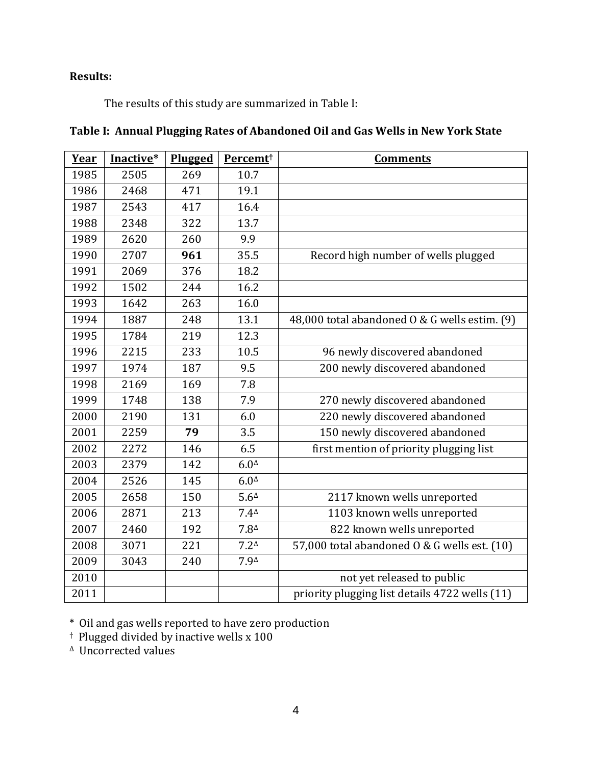**Results:**

The results of this study are summarized in Table I:

**Table I: Annual Plugging Rates of Abandoned Oil and Gas Wells in New York State**

| Year | Inactive* | Plugged | Percemt† | Comments |
|---|---|---|---|---|
| 1985 | 2505 | 269 | 10.7 | |
| 1986 | 2468 | 471 | 19.1 | |
| 1987 | 2543 | 417 | 16.4 | |
| 1988 | 2348 | 322 | 13.7 | |
| 1989 | 2620 | 260 | 9.9 | |
| 1990 | 2707 | **961** | 35.5 | Record high number of wells plugged |
| 1991 | 2069 | 376 | 18.2 | |
| 1992 | 1502 | 244 | 16.2 | |
| 1993 | 1642 | 263 | 16.0 | |
| 1994 | 1887 | 248 | 13.1 | 48,000 total abandoned O & G wells estim. (9) |
| 1995 | 1784 | 219 | 12.3 | |
| 1996 | 2215 | 233 | 10.5 | 96 newly discovered abandoned |
| 1997 | 1974 | 187 | 9.5 | 200 newly discovered abandoned |
| 1998 | 2169 | 169 | 7.8 | |
| 1999 | 1748 | 138 | 7.9 | 270 newly discovered abandoned |
| 2000 | 2190 | 131 | 6.0 | 220 newly discovered abandoned |
| 2001 | 2259 | **79** | 3.5 | 150 newly discovered abandoned |
| 2002 | 2272 | 146 | 6.5 | first mention of priority plugging list |
| 2003 | 2379 | 142 | 6.0$^{\Delta}$ | |
| 2004 | 2526 | 145 | 6.0$^{\Delta}$ | |
| 2005 | 2658 | 150 | 5.6$^{\Delta}$ | 2117 known wells unreported |
| 2006 | 2871 | 213 | 7.4$^{\Delta}$ | 1103 known wells unreported |
| 2007 | 2460 | 192 | 7.8$^{\Delta}$ | 822 known wells unreported |
| 2008 | 3071 | 221 | 7.2$^{\Delta}$ | 57,000 total abandoned O & G wells est. (10) |
| 2009 | 3043 | 240 | 7.9$^{\Delta}$ | |
| 2010 | | | | not yet released to public |
| 2011 | | | | priority plugging list details 4722 wells (11) |

\* Oil and gas wells reported to have zero production

† Plugged divided by inactive wells x 100

$^{\Delta}$ Uncorrected values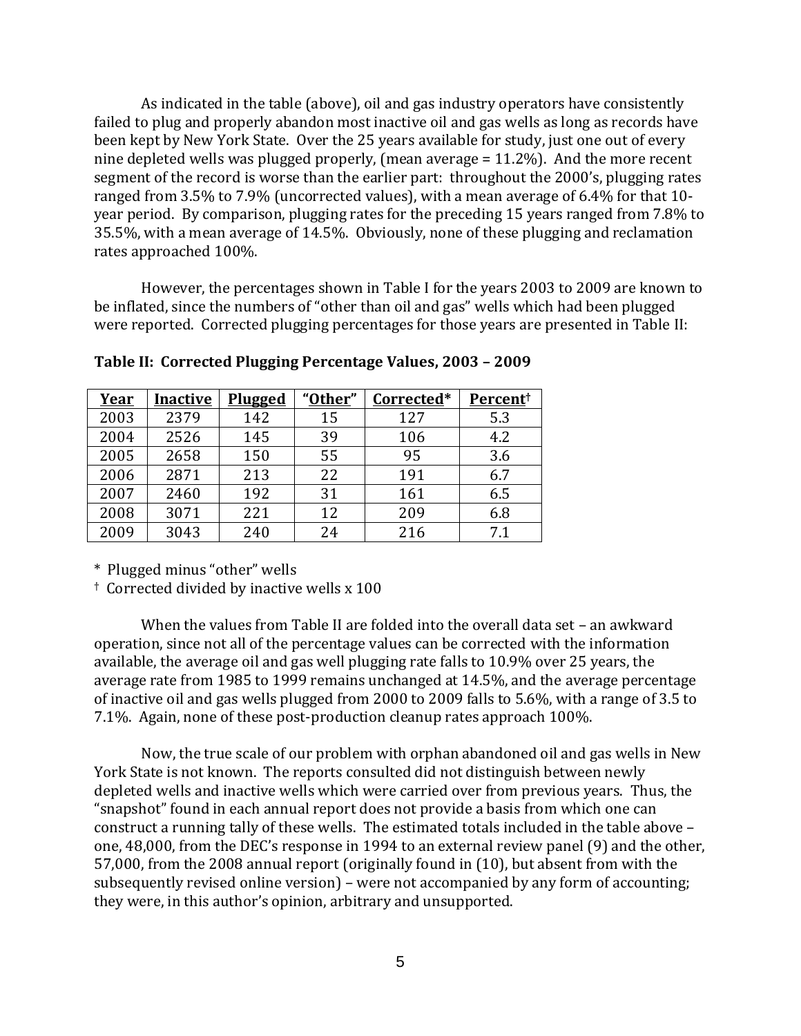As indicated in the table (above), oil and gas industry operators have consistently failed to plug and properly abandon most inactive oil and gas wells as long as records have been kept by New York State. Over the 25 years available for study, just one out of every nine depleted wells was plugged properly, (mean average = 11.2%). And the more recent segment of the record is worse than the earlier part: throughout the 2000's, plugging rates ranged from 3.5% to 7.9% (uncorrected values), with a mean average of 6.4% for that 10-year period. By comparison, plugging rates for the preceding 15 years ranged from 7.8% to 35.5%, with a mean average of 14.5%. Obviously, none of these plugging and reclamation rates approached 100%.

However, the percentages shown in Table I for the years 2003 to 2009 are known to be inflated, since the numbers of "other than oil and gas" wells which had been plugged were reported. Corrected plugging percentages for those years are presented in Table II:

**Table II: Corrected Plugging Percentage Values, 2003 – 2009**

| Year | Inactive | Plugged | "Other" | Corrected* | Percent† |
|---|---|---|---|---|---|
| 2003 | 2379 | 142 | 15 | 127 | 5.3 |
| 2004 | 2526 | 145 | 39 | 106 | 4.2 |
| 2005 | 2658 | 150 | 55 | 95 | 3.6 |
| 2006 | 2871 | 213 | 22 | 191 | 6.7 |
| 2007 | 2460 | 192 | 31 | 161 | 6.5 |
| 2008 | 3071 | 221 | 12 | 209 | 6.8 |
| 2009 | 3043 | 240 | 24 | 216 | 7.1 |

\* Plugged minus "other" wells

† Corrected divided by inactive wells x 100

When the values from Table II are folded into the overall data set – an awkward operation, since not all of the percentage values can be corrected with the information available, the average oil and gas well plugging rate falls to 10.9% over 25 years, the average rate from 1985 to 1999 remains unchanged at 14.5%, and the average percentage of inactive oil and gas wells plugged from 2000 to 2009 falls to 5.6%, with a range of 3.5 to 7.1%. Again, none of these post-production cleanup rates approach 100%.

Now, the true scale of our problem with orphan abandoned oil and gas wells in New York State is not known. The reports consulted did not distinguish between newly depleted wells and inactive wells which were carried over from previous years. Thus, the "snapshot" found in each annual report does not provide a basis from which one can construct a running tally of these wells. The estimated totals included in the table above – one, 48,000, from the DEC's response in 1994 to an external review panel (9) and the other, 57,000, from the 2008 annual report (originally found in (10), but absent from with the subsequently revised online version) – were not accompanied by any form of accounting; they were, in this author's opinion, arbitrary and unsupported.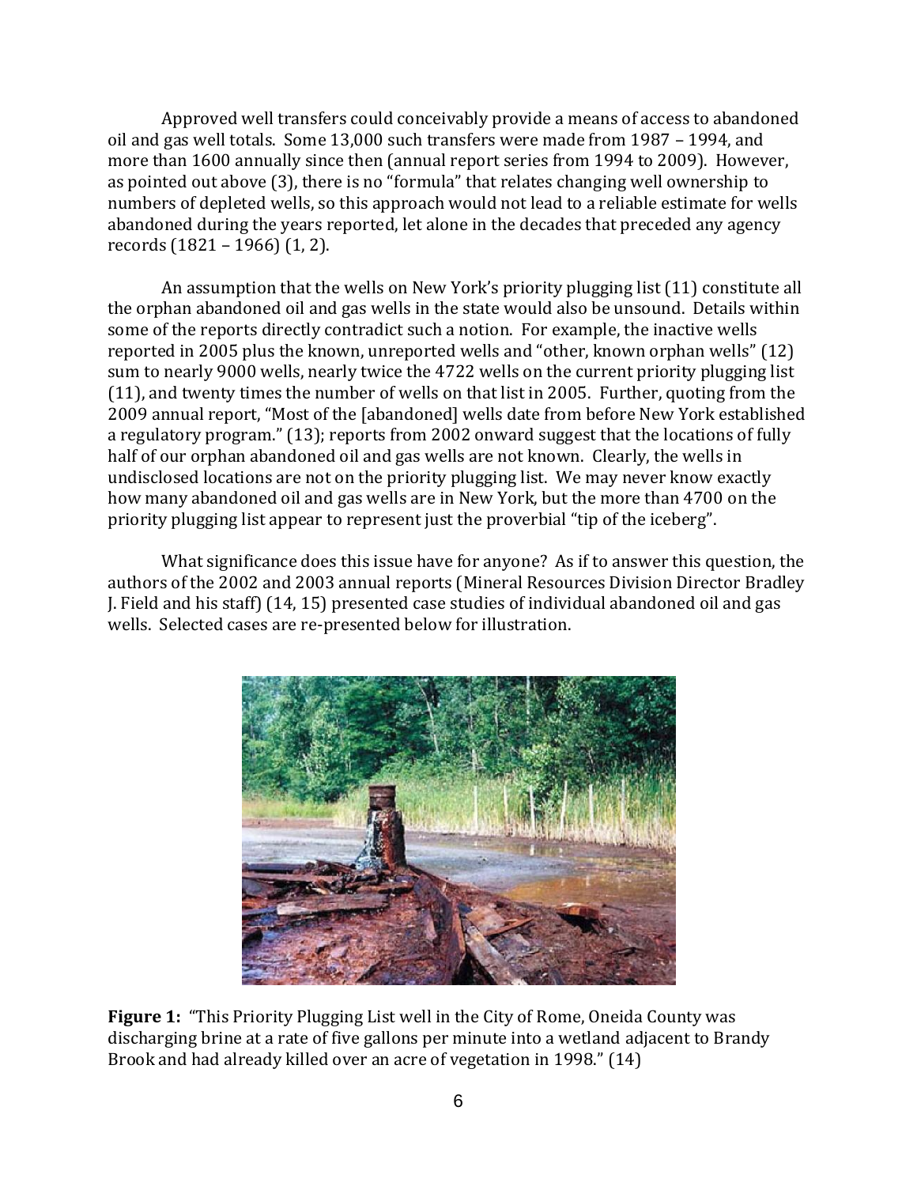Approved well transfers could conceivably provide a means of access to abandoned oil and gas well totals. Some 13,000 such transfers were made from 1987 – 1994, and more than 1600 annually since then (annual report series from 1994 to 2009). However, as pointed out above (3), there is no "formula" that relates changing well ownership to numbers of depleted wells, so this approach would not lead to a reliable estimate for wells abandoned during the years reported, let alone in the decades that preceded any agency records (1821 – 1966) (1, 2).

An assumption that the wells on New York's priority plugging list (11) constitute all the orphan abandoned oil and gas wells in the state would also be unsound. Details within some of the reports directly contradict such a notion. For example, the inactive wells reported in 2005 plus the known, unreported wells and "other, known orphan wells" (12) sum to nearly 9000 wells, nearly twice the 4722 wells on the current priority plugging list (11), and twenty times the number of wells on that list in 2005. Further, quoting from the 2009 annual report, "Most of the [abandoned] wells date from before New York established a regulatory program." (13); reports from 2002 onward suggest that the locations of fully half of our orphan abandoned oil and gas wells are not known. Clearly, the wells in undisclosed locations are not on the priority plugging list. We may never know exactly how many abandoned oil and gas wells are in New York, but the more than 4700 on the priority plugging list appear to represent just the proverbial "tip of the iceberg".

What significance does this issue have for anyone? As if to answer this question, the authors of the 2002 and 2003 annual reports (Mineral Resources Division Director Bradley J. Field and his staff) (14, 15) presented case studies of individual abandoned oil and gas wells. Selected cases are re-presented below for illustration.

**Figure 1:** "This Priority Plugging List well in the City of Rome, Oneida County was discharging brine at a rate of five gallons per minute into a wetland adjacent to Brandy Brook and had already killed over an acre of vegetation in 1998." (14)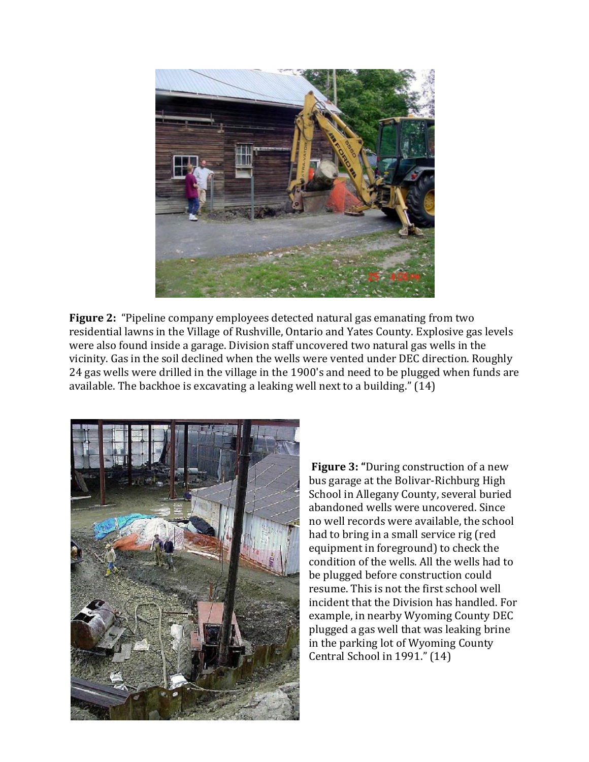**Figure 2:** "Pipeline company employees detected natural gas emanating from two residential lawns in the Village of Rushville, Ontario and Yates County. Explosive gas levels were also found inside a garage. Division staff uncovered two natural gas wells in the vicinity. Gas in the soil declined when the wells were vented under DEC direction. Roughly 24 gas wells were drilled in the village in the 1900's and need to be plugged when funds are available. The backhoe is excavating a leaking well next to a building." (14)

**Figure 3:** "During construction of a new bus garage at the Bolivar-Richburg High School in Allegany County, several buried abandoned wells were uncovered. Since no well records were available, the school had to bring in a small service rig (red equipment in foreground) to check the condition of the wells. All the wells had to be plugged before construction could resume. This is not the first school well incident that the Division has handled. For example, in nearby Wyoming County DEC plugged a gas well that was leaking brine in the parking lot of Wyoming County Central School in 1991." (14)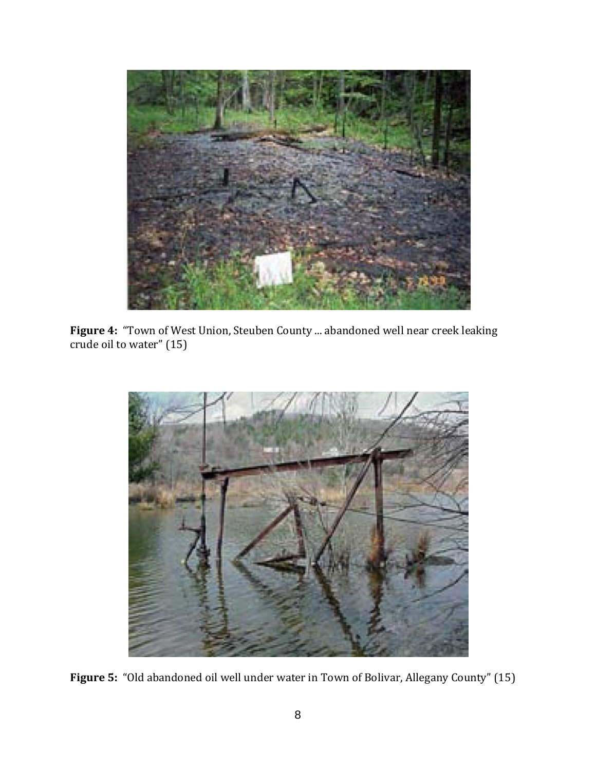**Figure 4:** "Town of West Union, Steuben County ... abandoned well near creek leaking crude oil to water" (15)

**Figure 5:** "Old abandoned oil well under water in Town of Bolivar, Allegany County" (15)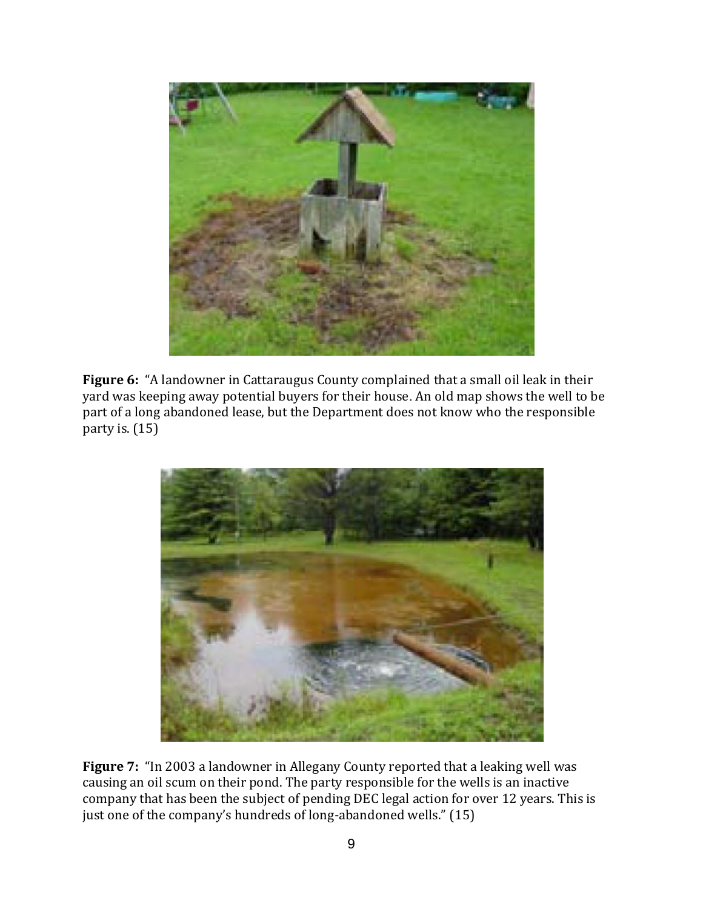**Figure 6:** "A landowner in Cattaraugus County complained that a small oil leak in their yard was keeping away potential buyers for their house. An old map shows the well to be part of a long abandoned lease, but the Department does not know who the responsible party is. (15)

**Figure 7:** "In 2003 a landowner in Allegany County reported that a leaking well was causing an oil scum on their pond. The party responsible for the wells is an inactive company that has been the subject of pending DEC legal action for over 12 years. This is just one of the company's hundreds of long-abandoned wells." (15)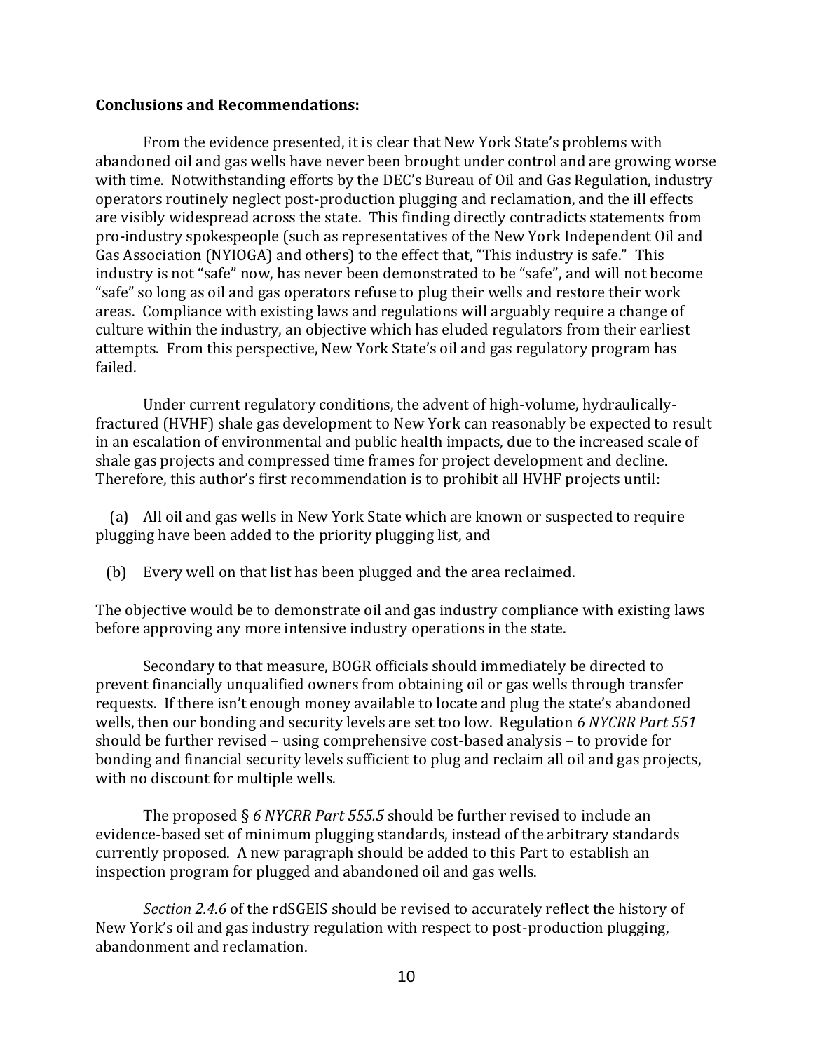**Conclusions and Recommendations:**

From the evidence presented, it is clear that New York State's problems with abandoned oil and gas wells have never been brought under control and are growing worse with time. Notwithstanding efforts by the DEC's Bureau of Oil and Gas Regulation, industry operators routinely neglect post-production plugging and reclamation, and the ill effects are visibly widespread across the state. This finding directly contradicts statements from pro-industry spokespeople (such as representatives of the New York Independent Oil and Gas Association (NYIOGA) and others) to the effect that, "This industry is safe." This industry is not "safe" now, has never been demonstrated to be "safe", and will not become "safe" so long as oil and gas operators refuse to plug their wells and restore their work areas. Compliance with existing laws and regulations will arguably require a change of culture within the industry, an objective which has eluded regulators from their earliest attempts. From this perspective, New York State's oil and gas regulatory program has failed.

Under current regulatory conditions, the advent of high-volume, hydraulically-fractured (HVHF) shale gas development to New York can reasonably be expected to result in an escalation of environmental and public health impacts, due to the increased scale of shale gas projects and compressed time frames for project development and decline. Therefore, this author's first recommendation is to prohibit all HVHF projects until:

(a) All oil and gas wells in New York State which are known or suspected to require plugging have been added to the priority plugging list, and

(b) Every well on that list has been plugged and the area reclaimed.

The objective would be to demonstrate oil and gas industry compliance with existing laws before approving any more intensive industry operations in the state.

Secondary to that measure, BOGR officials should immediately be directed to prevent financially unqualified owners from obtaining oil or gas wells through transfer requests. If there isn't enough money available to locate and plug the state's abandoned wells, then our bonding and security levels are set too low. Regulation *6 NYCRR Part 551* should be further revised – using comprehensive cost-based analysis – to provide for bonding and financial security levels sufficient to plug and reclaim all oil and gas projects, with no discount for multiple wells.

The proposed § *6 NYCRR Part 555.5* should be further revised to include an evidence-based set of minimum plugging standards, instead of the arbitrary standards currently proposed. A new paragraph should be added to this Part to establish an inspection program for plugged and abandoned oil and gas wells.

*Section 2.4.6* of the rdSGEIS should be revised to accurately reflect the history of New York's oil and gas industry regulation with respect to post-production plugging, abandonment and reclamation.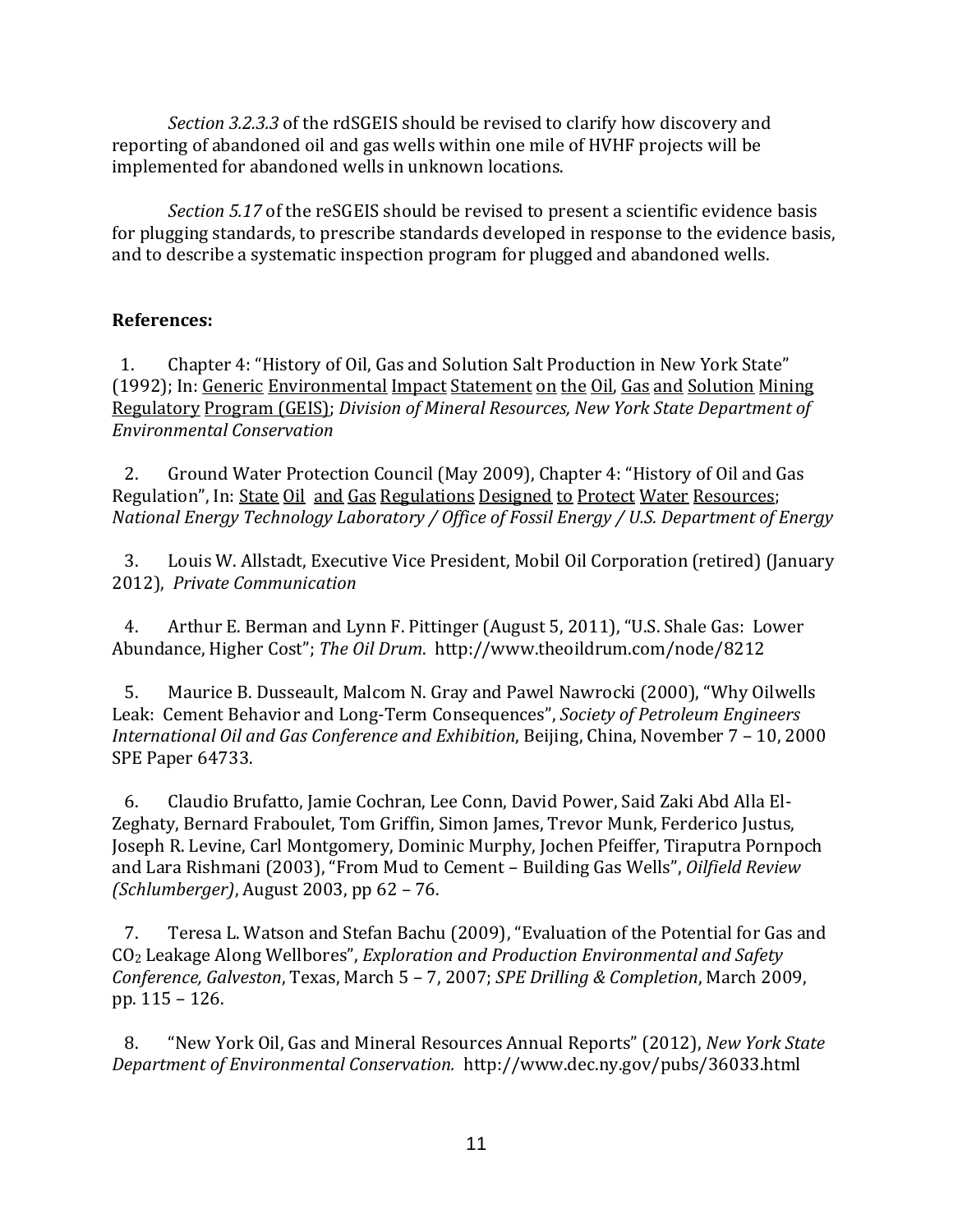*Section 3.2.3.3* of the rdSGEIS should be revised to clarify how discovery and reporting of abandoned oil and gas wells within one mile of HVHF projects will be implemented for abandoned wells in unknown locations.

*Section 5.17* of the reSGEIS should be revised to present a scientific evidence basis for plugging standards, to prescribe standards developed in response to the evidence basis, and to describe a systematic inspection program for plugged and abandoned wells.

**References:**

1. Chapter 4: "History of Oil, Gas and Solution Salt Production in New York State" (1992); In: Generic Environmental Impact Statement on the Oil, Gas and Solution Mining Regulatory Program (GEIS); *Division of Mineral Resources, New York State Department of Environmental Conservation*

2. Ground Water Protection Council (May 2009), Chapter 4: "History of Oil and Gas Regulation", In: State Oil and Gas Regulations Designed to Protect Water Resources; *National Energy Technology Laboratory / Office of Fossil Energy / U.S. Department of Energy*

3. Louis W. Allstadt, Executive Vice President, Mobil Oil Corporation (retired) (January 2012), *Private Communication*

4. Arthur E. Berman and Lynn F. Pittinger (August 5, 2011), "U.S. Shale Gas: Lower Abundance, Higher Cost"; *The Oil Drum*. http://www.theoildrum.com/node/8212

5. Maurice B. Dusseault, Malcom N. Gray and Pawel Nawrocki (2000), "Why Oilwells Leak: Cement Behavior and Long-Term Consequences", *Society of Petroleum Engineers International Oil and Gas Conference and Exhibition*, Beijing, China, November 7 – 10, 2000 SPE Paper 64733.

6. Claudio Brufatto, Jamie Cochran, Lee Conn, David Power, Said Zaki Abd Alla El-Zeghaty, Bernard Fraboulet, Tom Griffin, Simon James, Trevor Munk, Ferderico Justus, Joseph R. Levine, Carl Montgomery, Dominic Murphy, Jochen Pfeiffer, Tiraputra Pornpoch and Lara Rishmani (2003), "From Mud to Cement – Building Gas Wells", *Oilfield Review (Schlumberger)*, August 2003, pp 62 – 76.

7. Teresa L. Watson and Stefan Bachu (2009), "Evaluation of the Potential for Gas and $CO_2$ Leakage Along Wellbores", *Exploration and Production Environmental and Safety Conference, Galveston*, Texas, March 5 – 7, 2007; *SPE Drilling & Completion*, March 2009, pp. 115 – 126.

8. "New York Oil, Gas and Mineral Resources Annual Reports" (2012), *New York State Department of Environmental Conservation.* http://www.dec.ny.gov/pubs/36033.html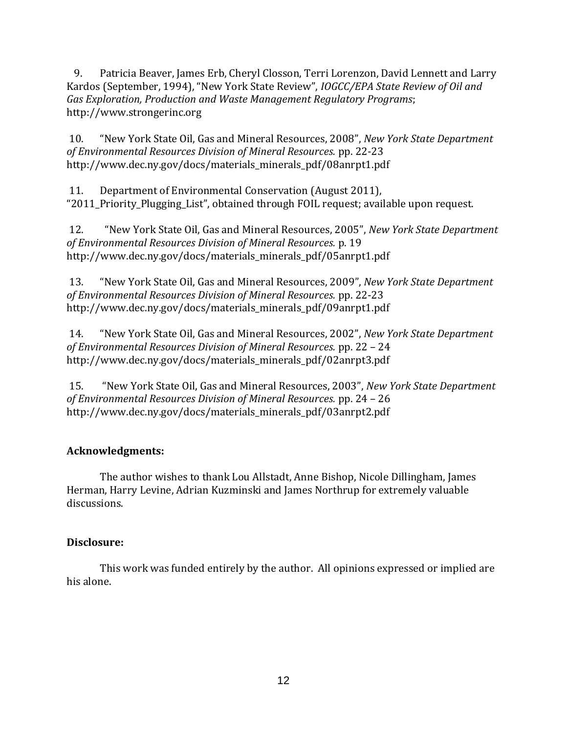9. Patricia Beaver, James Erb, Cheryl Closson, Terri Lorenzon, David Lennett and Larry Kardos (September, 1994), "New York State Review", *IOGCC/EPA State Review of Oil and Gas Exploration, Production and Waste Management Regulatory Programs*; http://www.strongerinc.org

10. "New York State Oil, Gas and Mineral Resources, 2008", *New York State Department of Environmental Resources Division of Mineral Resources.* pp. 22-23 http://www.dec.ny.gov/docs/materials_minerals_pdf/08anrpt1.pdf

11. Department of Environmental Conservation (August 2011), "2011_Priority_Plugging_List", obtained through FOIL request; available upon request.

12. "New York State Oil, Gas and Mineral Resources, 2005", *New York State Department of Environmental Resources Division of Mineral Resources.* p. 19 http://www.dec.ny.gov/docs/materials_minerals_pdf/05anrpt1.pdf

13. "New York State Oil, Gas and Mineral Resources, 2009", *New York State Department of Environmental Resources Division of Mineral Resources.* pp. 22-23 http://www.dec.ny.gov/docs/materials_minerals_pdf/09anrpt1.pdf

14. "New York State Oil, Gas and Mineral Resources, 2002", *New York State Department of Environmental Resources Division of Mineral Resources.* pp. 22 – 24 http://www.dec.ny.gov/docs/materials_minerals_pdf/02anrpt3.pdf

15. "New York State Oil, Gas and Mineral Resources, 2003", *New York State Department of Environmental Resources Division of Mineral Resources.* pp. 24 – 26 http://www.dec.ny.gov/docs/materials_minerals_pdf/03anrpt2.pdf

**Acknowledgments:**

The author wishes to thank Lou Allstadt, Anne Bishop, Nicole Dillingham, James Herman, Harry Levine, Adrian Kuzminski and James Northrup for extremely valuable discussions.

**Disclosure:**

This work was funded entirely by the author. All opinions expressed or implied are his alone.